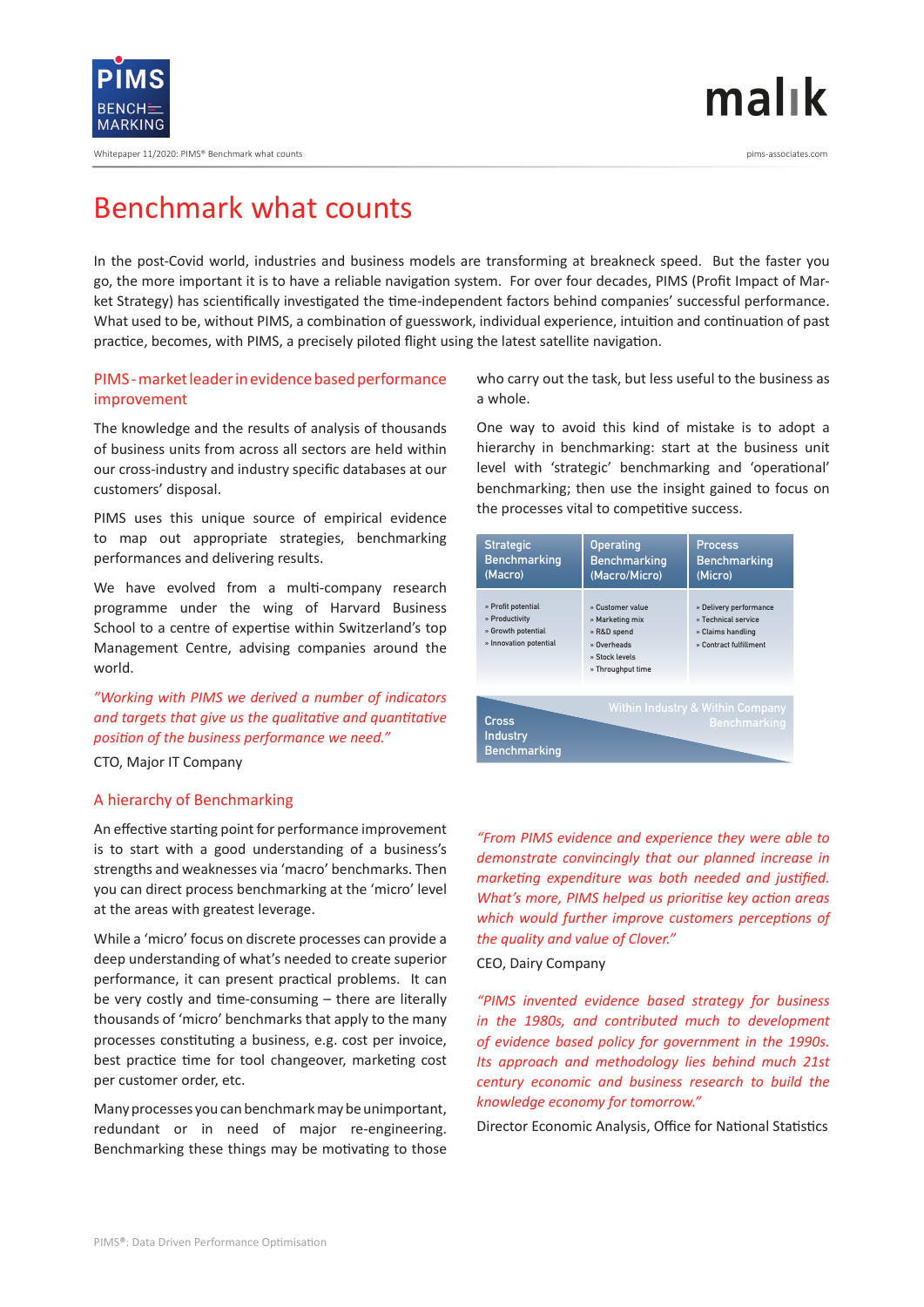# Benchmark what counts

In the post-Covid world, industries and business models are transforming at breakneck speed. But the faster you go, the more important it is to have a reliable navigation system. For over four decades, PIMS (Profit Impact of Market Strategy) has scientifically investigated the time-independent factors behind companies' successful performance. What used to be, without PIMS, a combination of guesswork, individual experience, intuition and continuation of past practice, becomes, with PIMS, a precisely piloted flight using the latest satellite navigation.

## PIMS - market leader in evidence based performance improvement

The knowledge and the results of analysis of thousands of business units from across all sectors are held within our cross-industry and industry specific databases at our customers' disposal.

PIMS uses this unique source of empirical evidence to map out appropriate strategies, benchmarking performances and delivering results.

We have evolved from a multi-company research programme under the wing of Harvard Business School to a centre of expertise within Switzerland's top Management Centre, advising companies around the world.

*"Working with PIMS we derived a number of indicators and targets that give us the qualitative and quantitative position of the business performance we need."*

CTO, Major IT Company

## A hierarchy of Benchmarking

An effective starting point for performance improvement is to start with a good understanding of a business's strengths and weaknesses via 'macro' benchmarks. Then you can direct process benchmarking at the 'micro' level at the areas with greatest leverage.

While a 'micro' focus on discrete processes can provide a deep understanding of what's needed to create superior performance, it can present practical problems. It can be very costly and time-consuming – there are literally thousands of 'micro' benchmarks that apply to the many processes constituting a business, e.g. cost per invoice, best practice time for tool changeover, marketing cost per customer order, etc.

Many processes you can benchmark may be unimportant, redundant or in need of major re-engineering. Benchmarking these things may be motivating to those who carry out the task, but less useful to the business as a whole.

One way to avoid this kind of mistake is to adopt a hierarchy in benchmarking: start at the business unit level with 'strategic' benchmarking and 'operational' benchmarking; then use the insight gained to focus on the processes vital to competitive success.

| Strategic Benchmarking (Macro) | Operating Benchmarking (Macro/Micro) | Process Benchmarking (Micro) |
|---|---|---|
| » Profit potential<br>» Productivity<br>» Growth potential<br>» Innovation potential | » Customer value<br>» Marketing mix<br>» R&D spend<br>» Overheads<br>» Stock levels<br>» Throughput time | » Delivery performance<br>» Technical service<br>» Claims handling<br>» Contract fulfillment |

Cross Industry Benchmarking — Within Industry & Within Company Benchmarking

*"From PIMS evidence and experience they were able to demonstrate convincingly that our planned increase in marketing expenditure was both needed and justified. What's more, PIMS helped us prioritise key action areas which would further improve customers perceptions of the quality and value of Clover."*

CEO, Dairy Company

*"PIMS invented evidence based strategy for business in the 1980s, and contributed much to development of evidence based policy for government in the 1990s. Its approach and methodology lies behind much 21st century economic and business research to build the knowledge economy for tomorrow."*

Director Economic Analysis, Office for National Statistics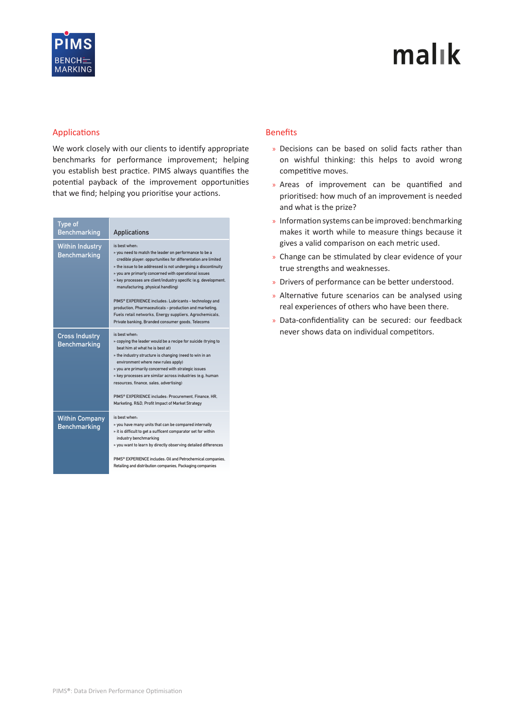## Applications

We work closely with our clients to identify appropriate benchmarks for performance improvement; helping you establish best practice. PIMS always quantifies the potential payback of the improvement opportunities that we find; helping you prioritise your actions.

| Type of Benchmarking | Applications |
|---|---|
| Within Industry Benchmarking | is best when:<br>» you need to match the leader on performance to be a credible player: oppurtunities for differentation are limited<br>» the issue to be addressed is not undergoing a discontinuity<br>» you are primarly concerned with operational issues<br>» key processes are client/industry specific (e.g. development, manufacturing, physical handling)<br><br>PIMS® EXPERIENCE includes: Lubricants - technology and production, Pharmaceuticals - production and marketing, Fuels retail networks, Energy suppliers, Agrochemicals, Private banking, Branded consumer goods, Telecoms |
| Cross Industry Benchmarking | is best when:<br>» copying the leader would be a recipe for suicide (trying to beat him at what he is best at)<br>» the industry structure is changing (need to win in an environment where new rules apply)<br>» you are primarily concerned with strategic issues<br>» key processes are similar across industries (e.g. human resources, finance, sales, advertising)<br><br>PIMS® EXPERIENCE includes: Procurement, Finance, HR, Marketing, R&D, Profit Impact of Market Strategy |
| Within Company Benchmarking | is best when:<br>» you have many units that can be compared internally<br>» it is difficult to get a sufficent comparator set for within industry benchmarking<br>» you want to learn by directly observing detailed differences<br><br>PIMS® EXPERIENCE includes: Oil and Petrochemical companies, Retailing and distribution companies, Packaging companies |

## Benefits

- Decisions can be based on solid facts rather than on wishful thinking: this helps to avoid wrong competitive moves.
- Areas of improvement can be quantified and prioritised: how much of an improvement is needed and what is the prize?
- Information systems can be improved: benchmarking makes it worth while to measure things because it gives a valid comparison on each metric used.
- Change can be stimulated by clear evidence of your true strengths and weaknesses.
- Drivers of performance can be better understood.
- Alternative future scenarios can be analysed using real experiences of others who have been there.
- Data-confidentiality can be secured: our feedback never shows data on individual competitors.